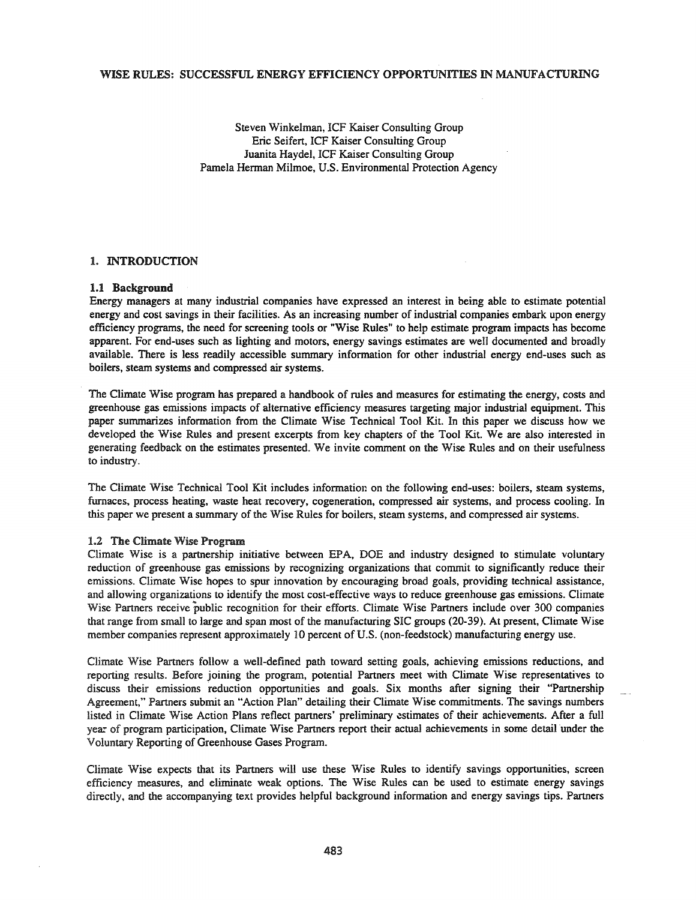# WISE RULES: SUCCESSFUL ENERGY EFFICIENCY OPPORTUNITIES IN MANUFACTURING

Steven Winkelman, ICF Kaiser Consulting Group
Eric Seifert, ICF Kaiser Consulting Group
Juanita Haydel, ICF Kaiser Consulting Group
Pamela Herman Milmoe, U.S. Environmental Protection Agency

## 1. INTRODUCTION

### 1.1 Background

Energy managers at many industrial companies have expressed an interest in being able to estimate potential energy and cost savings in their facilities. As an increasing number of industrial companies embark upon energy efficiency programs, the need for screening tools or "Wise Rules" to help estimate program impacts has become apparent. For end-uses such as lighting and motors, energy savings estimates are well documented and broadly available. There is less readily accessible summary information for other industrial energy end-uses such as boilers, steam systems and compressed air systems.

The Climate Wise program has prepared a handbook of rules and measures for estimating the energy, costs and greenhouse gas emissions impacts of alternative efficiency measures targeting major industrial equipment. This paper summarizes information from the Climate Wise Technical Tool Kit. In this paper we discuss how we developed the Wise Rules and present excerpts from key chapters of the Tool Kit. We are also interested in generating feedback on the estimates presented. We invite comment on the Wise Rules and on their usefulness to industry.

The Climate Wise Technical Tool Kit includes information on the following end-uses: boilers, steam systems, furnaces, process heating, waste heat recovery, cogeneration, compressed air systems, and process cooling. In this paper we present a summary of the Wise Rules for boilers, steam systems, and compressed air systems.

### 1.2 The Climate Wise Program

Climate Wise is a partnership initiative between EPA, DOE and industry designed to stimulate voluntary reduction of greenhouse gas emissions by recognizing organizations that commit to significantly reduce their emissions. Climate Wise hopes to spur innovation by encouraging broad goals, providing technical assistance, and allowing organizations to identify the most cost-effective ways to reduce greenhouse gas emissions. Climate Wise Partners receive public recognition for their efforts. Climate Wise Partners include over 300 companies that range from small to large and span most of the manufacturing SIC groups (20-39). At present, Climate Wise member companies represent approximately 10 percent of U.S. (non-feedstock) manufacturing energy use.

Climate Wise Partners follow a well-defined path toward setting goals, achieving emissions reductions, and reporting results. Before joining the program, potential Partners meet with Climate Wise representatives to discuss their emissions reduction opportunities and goals. Six months after signing their "Partnership Agreement," Partners submit an "Action Plan" detailing their Climate Wise commitments. The savings numbers listed in Climate Wise Action Plans reflect partners' preliminary estimates of their achievements. After a full year of program participation, Climate Wise Partners report their actual achievements in some detail under the Voluntary Reporting of Greenhouse Gases Program.

Climate Wise expects that its Partners will use these Wise Rules to identify savings opportunities, screen efficiency measures, and eliminate weak options. The Wise Rules can be used to estimate energy savings directly, and the accompanying text provides helpful background information and energy savings tips. Partners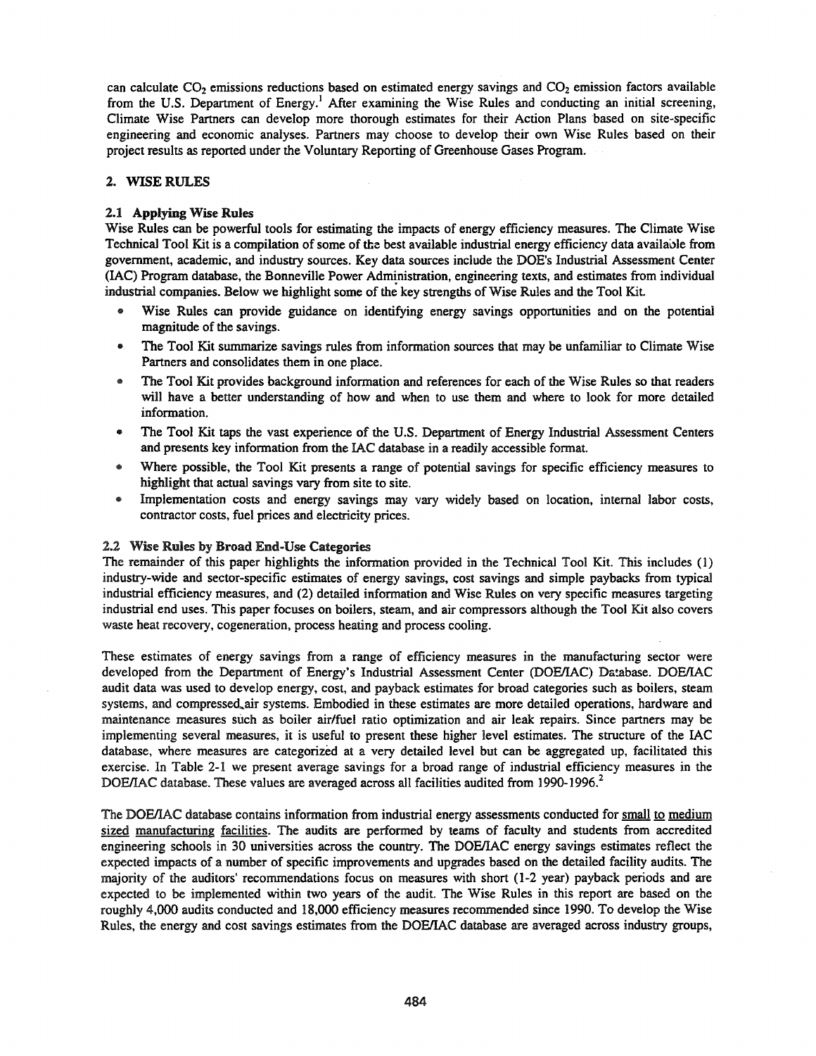can calculate $CO_2$ emissions reductions based on estimated energy savings and $CO_2$ emission factors available from the U.S. Department of Energy.[1] After examining the Wise Rules and conducting an initial screening, Climate Wise Partners can develop more thorough estimates for their Action Plans based on site-specific engineering and economic analyses. Partners may choose to develop their own Wise Rules based on their project results as reported under the Voluntary Reporting of Greenhouse Gases Program.

## 2. WISE RULES

### 2.1 Applying Wise Rules

Wise Rules can be powerful tools for estimating the impacts of energy efficiency measures. The Climate Wise Technical Tool Kit is a compilation of some of the best available industrial energy efficiency data available from government, academic, and industry sources. Key data sources include the DOE's Industrial Assessment Center (IAC) Program database, the Bonneville Power Administration, engineering texts, and estimates from individual industrial companies. Below we highlight some of the key strengths of Wise Rules and the Tool Kit.

- Wise Rules can provide guidance on identifying energy savings opportunities and on the potential magnitude of the savings.
- The Tool Kit summarize savings rules from information sources that may be unfamiliar to Climate Wise Partners and consolidates them in one place.
- The Tool Kit provides background information and references for each of the Wise Rules so that readers will have a better understanding of how and when to use them and where to look for more detailed information.
- The Tool Kit taps the vast experience of the U.S. Department of Energy Industrial Assessment Centers and presents key information from the IAC database in a readily accessible format.
- Where possible, the Tool Kit presents a range of potential savings for specific efficiency measures to highlight that actual savings vary from site to site.
- Implementation costs and energy savings may vary widely based on location, internal labor costs, contractor costs, fuel prices and electricity prices.

### 2.2 Wise Rules by Broad End-Use Categories

The remainder of this paper highlights the information provided in the Technical Tool Kit. This includes (1) industry-wide and sector-specific estimates of energy savings, cost savings and simple paybacks from typical industrial efficiency measures, and (2) detailed information and Wise Rules on very specific measures targeting industrial end uses. This paper focuses on boilers, steam, and air compressors although the Tool Kit also covers waste heat recovery, cogeneration, process heating and process cooling.

These estimates of energy savings from a range of efficiency measures in the manufacturing sector were developed from the Department of Energy's Industrial Assessment Center (DOE/IAC) Database. DOE/IAC audit data was used to develop energy, cost, and payback estimates for broad categories such as boilers, steam systems, and compressed air systems. Embodied in these estimates are more detailed operations, hardware and maintenance measures such as boiler air/fuel ratio optimization and air leak repairs. Since partners may be implementing several measures, it is useful to present these higher level estimates. The structure of the IAC database, where measures are categorized at a very detailed level but can be aggregated up, facilitated this exercise. In Table 2-1 we present average savings for a broad range of industrial efficiency measures in the DOE/IAC database. These values are averaged across all facilities audited from 1990-1996.[2]

The DOE/IAC database contains information from industrial energy assessments conducted for small to medium sized manufacturing facilities. The audits are performed by teams of faculty and students from accredited engineering schools in 30 universities across the country. The DOE/IAC energy savings estimates reflect the expected impacts of a number of specific improvements and upgrades based on the detailed facility audits. The majority of the auditors' recommendations focus on measures with short (1-2 year) payback periods and are expected to be implemented within two years of the audit. The Wise Rules in this report are based on the roughly 4,000 audits conducted and 18,000 efficiency measures recommended since 1990. To develop the Wise Rules, the energy and cost savings estimates from the DOE/IAC database are averaged across industry groups,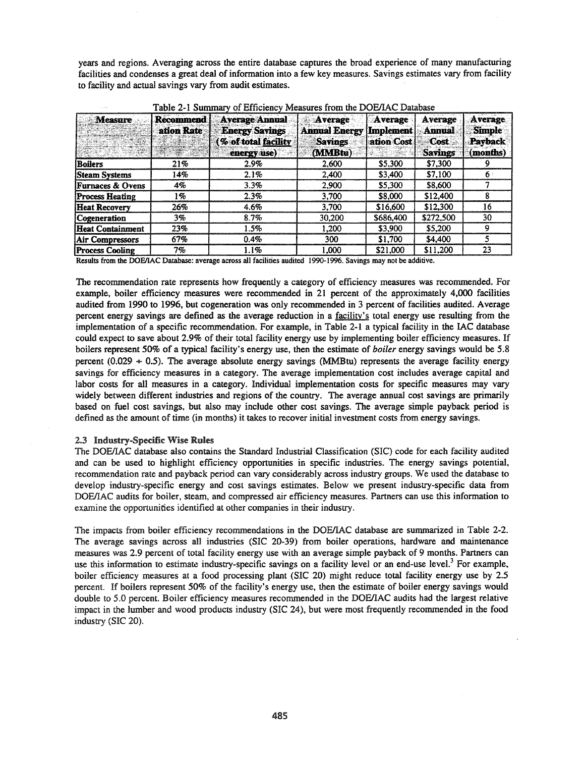years and regions. Averaging across the entire database captures the broad experience of many manufacturing facilities and condenses a great deal of information into a few key measures. Savings estimates vary from facility to facility and actual savings vary from audit estimates.

Table 2-1 Summary of Efficiency Measures from the DOE/IAC Database

| Measure | Recommendation Rate | Average Annual Energy Savings (% of total facility energy use) | Average Annual Energy Savings (MMBtu) | Average Implementation Cost | Average Annual Cost Savings | Average Simple Payback (months) |
|---|---|---|---|---|---|---|
| Boilers | 21% | 2.9% | 2,600 | $5,300 | $7,300 | 9 |
| Steam Systems | 14% | 2.1% | 2,400 | $3,400 | $7,100 | 6 |
| Furnaces & Ovens | 4% | 3.3% | 2,900 | $5,300 | $8,600 | 7 |
| Process Heating | 1% | 2.3% | 3,700 | $8,000 | $12,400 | 8 |
| Heat Recovery | 26% | 4.6% | 3,700 | $16,600 | $12,300 | 16 |
| Cogeneration | 3% | 8.7% | 30,200 | $686,400 | $272,500 | 30 |
| Heat Containment | 23% | 1.5% | 1,200 | $3,900 | $5,200 | 9 |
| Air Compressors | 67% | 0.4% | 300 | $1,700 | $4,400 | 5 |
| Process Cooling | 7% | 1.1% | 1,000 | $21,000 | $11,200 | 23 |

Results from the DOE/IAC Database: average across all facilities audited 1990-1996. Savings may not be additive.

The recommendation rate represents how frequently a category of efficiency measures was recommended. For example, boiler efficiency measures were recommended in 21 percent of the approximately 4,000 facilities audited from 1990 to 1996, but cogeneration was only recommended in 3 percent of facilities audited. Average percent energy savings are defined as the average reduction in a facility's total energy use resulting from the implementation of a specific recommendation. For example, in Table 2-1 a typical facility in the IAC database could expect to save about 2.9% of their total facility energy use by implementing boiler efficiency measures. If boilers represent 50% of a typical facility's energy use, then the estimate of *boiler* energy savings would be 5.8 percent ($0.029 \div 0.5$). The average absolute energy savings (MMBtu) represents the average facility energy savings for efficiency measures in a category. The average implementation cost includes average capital and labor costs for all measures in a category. Individual implementation costs for specific measures may vary widely between different industries and regions of the country. The average annual cost savings are primarily based on fuel cost savings, but also may include other cost savings. The average simple payback period is defined as the amount of time (in months) it takes to recover initial investment costs from energy savings.

### 2.3 Industry-Specific Wise Rules

The DOE/IAC database also contains the Standard Industrial Classification (SIC) code for each facility audited and can be used to highlight efficiency opportunities in specific industries. The energy savings potential, recommendation rate and payback period can vary considerably across industry groups. We used the database to develop industry-specific energy and cost savings estimates. Below we present industry-specific data from DOE/IAC audits for boiler, steam, and compressed air efficiency measures. Partners can use this information to examine the opportunities identified at other companies in their industry.

The impacts from boiler efficiency recommendations in the DOE/IAC database are summarized in Table 2-2. The average savings across all industries (SIC 20-39) from boiler operations, hardware and maintenance measures was 2.9 percent of total facility energy use with an average simple payback of 9 months. Partners can use this information to estimate industry-specific savings on a facility level or an end-use level.[3] For example, boiler efficiency measures at a food processing plant (SIC 20) might reduce total facility energy use by 2.5 percent. If boilers represent 50% of the facility's energy use, then the estimate of boiler energy savings would double to 5.0 percent. Boiler efficiency measures recommended in the DOE/IAC audits had the largest relative impact in the lumber and wood products industry (SIC 24), but were most frequently recommended in the food industry (SIC 20).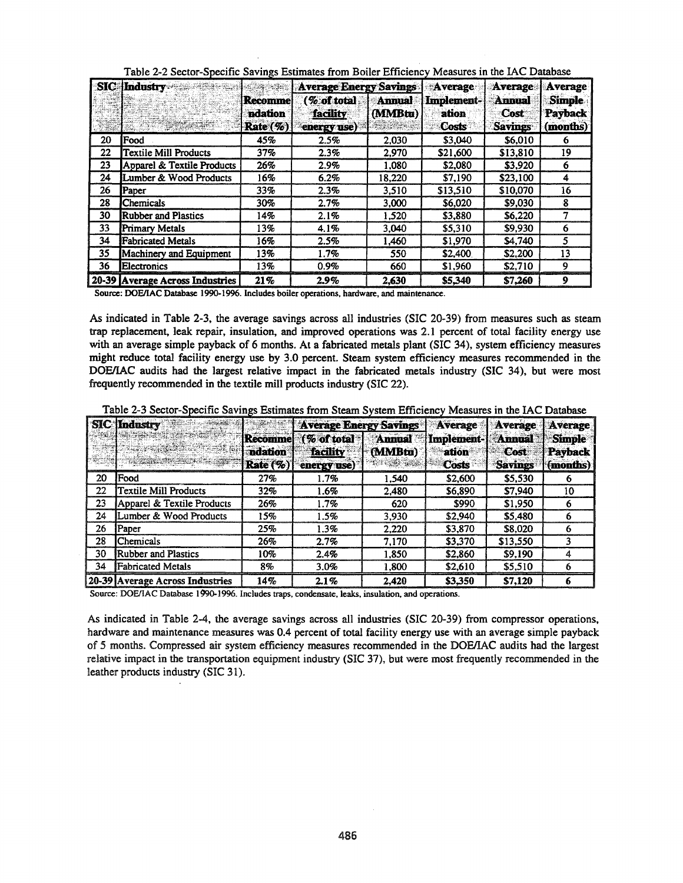Table 2-2 Sector-Specific Savings Estimates from Boiler Efficiency Measures in the IAC Database

| SIC | Industry | Recommendation Rate (%) | Average Energy Savings (% of total facility energy use) | Average Energy Savings Annual (MMBtu) | Average Implementation Costs | Average Annual Cost Savings | Average Simple Payback (months) |
|---|---|---|---|---|---|---|---|
| 20 | Food | 45% | 2.5% | 2,030 | $3,040 | $6,010 | 6 |
| 22 | Textile Mill Products | 37% | 2.3% | 2,970 | $21,600 | $13,810 | 19 |
| 23 | Apparel & Textile Products | 26% | 2.9% | 1,080 | $2,080 | $3,920 | 6 |
| 24 | Lumber & Wood Products | 16% | 6.2% | 18,220 | $7,190 | $23,100 | 4 |
| 26 | Paper | 33% | 2.3% | 3,510 | $13,510 | $10,070 | 16 |
| 28 | Chemicals | 30% | 2.7% | 3,000 | $6,020 | $9,030 | 8 |
| 30 | Rubber and Plastics | 14% | 2.1% | 1,520 | $3,880 | $6,220 | 7 |
| 33 | Primary Metals | 13% | 4.1% | 3,040 | $5,310 | $9,930 | 6 |
| 34 | Fabricated Metals | 16% | 2.5% | 1,460 | $1,970 | $4,740 | 5 |
| 35 | Machinery and Equipment | 13% | 1.7% | 550 | $2,400 | $2,200 | 13 |
| 36 | Electronics | 13% | 0.9% | 660 | $1,960 | $2,710 | 9 |
| **20-39** | **Average Across Industries** | **21%** | **2.9%** | **2,630** | **$5,340** | **$7,260** | **9** |

Source: DOE/IAC Database 1990-1996. Includes boiler operations, hardware, and maintenance.

As indicated in Table 2-3, the average savings across all industries (SIC 20-39) from measures such as steam trap replacement, leak repair, insulation, and improved operations was 2.1 percent of total facility energy use with an average simple payback of 6 months. At a fabricated metals plant (SIC 34), system efficiency measures might reduce total facility energy use by 3.0 percent. Steam system efficiency measures recommended in the DOE/IAC audits had the largest relative impact in the fabricated metals industry (SIC 34), but were most frequently recommended in the textile mill products industry (SIC 22).

Table 2-3 Sector-Specific Savings Estimates from Steam System Efficiency Measures in the IAC Database

| SIC | Industry | Recommendation Rate (%) | Average Energy Savings (% of total facility energy use) | Average Energy Savings Annual (MMBtu) | Average Implementation Costs | Average Annual Cost Savings | Average Simple Payback (months) |
|---|---|---|---|---|---|---|---|
| 20 | Food | 27% | 1.7% | 1,540 | $2,600 | $5,530 | 6 |
| 22 | Textile Mill Products | 32% | 1.6% | 2,480 | $6,890 | $7,940 | 10 |
| 23 | Apparel & Textile Products | 26% | 1.7% | 620 | $990 | $1,950 | 6 |
| 24 | Lumber & Wood Products | 15% | 1.5% | 3,930 | $2,940 | $5,480 | 6 |
| 26 | Paper | 25% | 1.3% | 2,220 | $3,870 | $8,020 | 6 |
| 28 | Chemicals | 26% | 2.7% | 7,170 | $3,370 | $13,550 | 3 |
| 30 | Rubber and Plastics | 10% | 2.4% | 1,850 | $2,860 | $9,190 | 4 |
| 34 | Fabricated Metals | 8% | 3.0% | 1,800 | $2,610 | $5,510 | 6 |
| **20-39** | **Average Across Industries** | **14%** | **2.1%** | **2,420** | **$3,350** | **$7,120** | **6** |

Source: DOE/IAC Database 1990-1996. Includes traps, condensate, leaks, insulation, and operations.

As indicated in Table 2-4, the average savings across all industries (SIC 20-39) from compressor operations, hardware and maintenance measures was 0.4 percent of total facility energy use with an average simple payback of 5 months. Compressed air system efficiency measures recommended in the DOE/IAC audits had the largest relative impact in the transportation equipment industry (SIC 37), but were most frequently recommended in the leather products industry (SIC 31).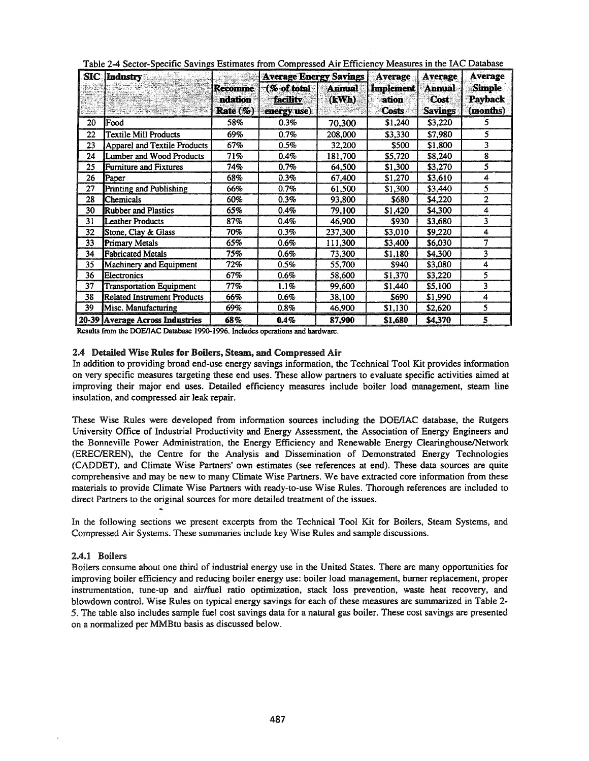Table 2-4 Sector-Specific Savings Estimates from Compressed Air Efficiency Measures in the IAC Database

| SIC | Industry | Recommendation Rate (%) | Average Energy Savings | | Average Implementation Costs | Average Annual Cost Savings | Average Simple Payback (months) |
|---|---|---|---|---|---|---|---|
| | | | (% of total facility energy use) | Annual (kWh) | | | |
| 20 | Food | 58% | 0.3% | 70,300 | $1,240 | $3,220 | 5 |
| 22 | Textile Mill Products | 69% | 0.7% | 208,000 | $3,330 | $7,980 | 5 |
| 23 | Apparel and Textile Products | 67% | 0.5% | 32,200 | $500 | $1,800 | 3 |
| 24 | Lumber and Wood Products | 71% | 0.4% | 181,700 | $5,720 | $8,240 | 8 |
| 25 | Furniture and Fixtures | 74% | 0.7% | 64,500 | $1,300 | $3,270 | 5 |
| 26 | Paper | 68% | 0.3% | 67,400 | $1,270 | $3,610 | 4 |
| 27 | Printing and Publishing | 66% | 0.7% | 61,500 | $1,300 | $3,440 | 5 |
| 28 | Chemicals | 60% | 0.3% | 93,800 | $680 | $4,220 | 2 |
| 30 | Rubber and Plastics | 65% | 0.4% | 79,100 | $1,420 | $4,300 | 4 |
| 31 | Leather Products | 87% | 0.4% | 46,900 | $930 | $3,680 | 3 |
| 32 | Stone, Clay & Glass | 70% | 0.3% | 237,300 | $3,010 | $9,220 | 4 |
| 33 | Primary Metals | 65% | 0.6% | 111,300 | $3,400 | $6,030 | 7 |
| 34 | Fabricated Metals | 75% | 0.6% | 73,300 | $1,180 | $4,300 | 3 |
| 35 | Machinery and Equipment | 72% | 0.5% | 55,700 | $940 | $3,080 | 4 |
| 36 | Electronics | 67% | 0.6% | 58,600 | $1,370 | $3,220 | 5 |
| 37 | Transportation Equipment | 77% | 1.1% | 99,600 | $1,440 | $5,100 | 3 |
| 38 | Related Instrument Products | 66% | 0.6% | 38,100 | $690 | $1,990 | 4 |
| 39 | Misc. Manufacturing | 69% | 0.8% | 46,900 | $1,130 | $2,620 | 5 |
| **20-39** | **Average Across Industries** | **68%** | **0.4%** | **87,900** | **$1,680** | **$4,370** | **5** |

Results from the DOE/IAC Database 1990-1996. Includes operations and hardware.

### 2.4 Detailed Wise Rules for Boilers, Steam, and Compressed Air

In addition to providing broad end-use energy savings information, the Technical Tool Kit provides information on very specific measures targeting these end uses. These allow partners to evaluate specific activities aimed at improving their major end uses. Detailed efficiency measures include boiler load management, steam line insulation, and compressed air leak repair.

These Wise Rules were developed from information sources including the DOE/IAC database, the Rutgers University Office of Industrial Productivity and Energy Assessment, the Association of Energy Engineers and the Bonneville Power Administration, the Energy Efficiency and Renewable Energy Clearinghouse/Network (EREC/EREN), the Centre for the Analysis and Dissemination of Demonstrated Energy Technologies (CADDET), and Climate Wise Partners' own estimates (see references at end). These data sources are quite comprehensive and may be new to many Climate Wise Partners. We have extracted core information from these materials to provide Climate Wise Partners with ready-to-use Wise Rules. Thorough references are included to direct Partners to the original sources for more detailed treatment of the issues.

In the following sections we present excerpts from the Technical Tool Kit for Boilers, Steam Systems, and Compressed Air Systems. These summaries include key Wise Rules and sample discussions.

#### 2.4.1 Boilers

Boilers consume about one third of industrial energy use in the United States. There are many opportunities for improving boiler efficiency and reducing boiler energy use: boiler load management, burner replacement, proper instrumentation, tune-up and air/fuel ratio optimization, stack loss prevention, waste heat recovery, and blowdown control. Wise Rules on typical energy savings for each of these measures are summarized in Table 2-5. The table also includes sample fuel cost savings data for a natural gas boiler. These cost savings are presented on a normalized per MMBtu basis as discussed below.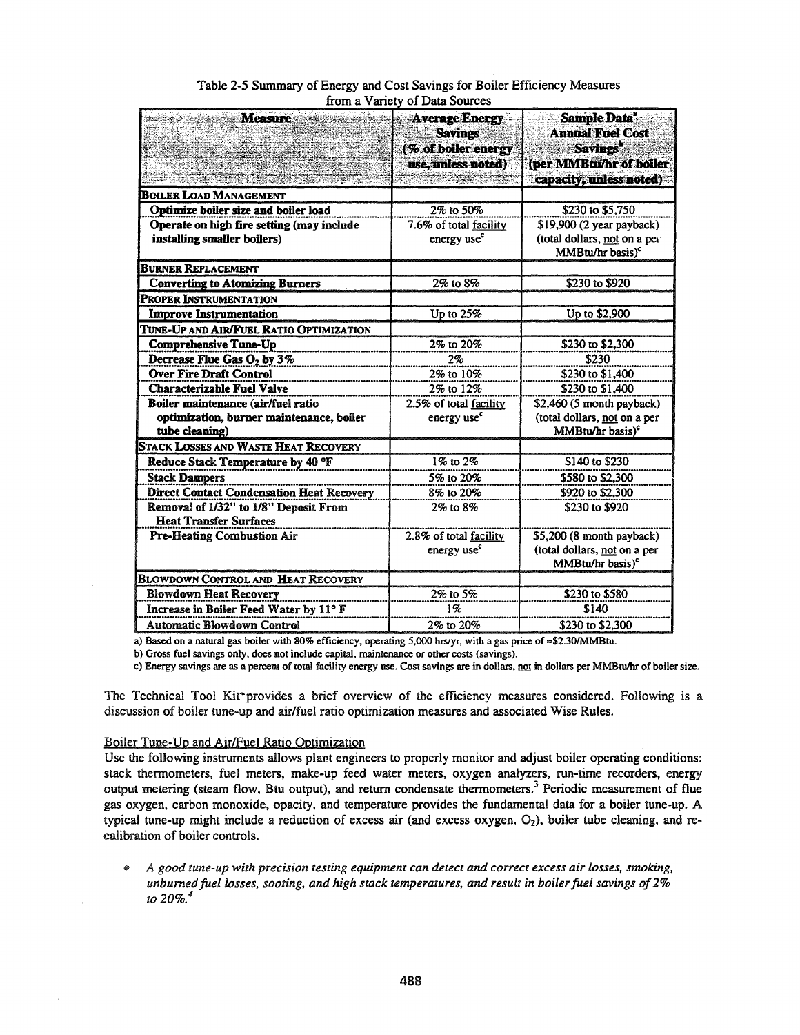Table 2-5 Summary of Energy and Cost Savings for Boiler Efficiency Measures from a Variety of Data Sources

| Measure | Average Energy Savings (% of boiler energy use, unless noted) | Sample Data[a] Annual Fuel Cost Savings[b] (per MMBtu/hr of boiler capacity, unless noted) |
|---|---|---|
| **BOILER LOAD MANAGEMENT** | | |
| **Optimize boiler size and boiler load** | 2% to 50% | $230 to $5,750 |
| **Operate on high fire setting (may include installing smaller boilers)** | 7.6% of total facility energy use[c] | $19,900 (2 year payback) (total dollars, not on a per MMBtu/hr basis)[c] |
| **BURNER REPLACEMENT** | | |
| **Converting to Atomizing Burners** | 2% to 8% | $230 to $920 |
| **PROPER INSTRUMENTATION** | | |
| **Improve Instrumentation** | Up to 25% | Up to $2,900 |
| **TUNE-UP AND AIR/FUEL RATIO OPTIMIZATION** | | |
| **Comprehensive Tune-Up** | 2% to 20% | $230 to $2,300 |
| **Decrease Flue Gas $O_2$ by 3%** | 2% | $230 |
| **Over Fire Draft Control** | 2% to 10% | $230 to $1,400 |
| **Characterizable Fuel Valve** | 2% to 12% | $230 to $1,400 |
| **Boiler maintenance (air/fuel ratio optimization, burner maintenance, boiler tube cleaning)** | 2.5% of total facility energy use[c] | $2,460 (5 month payback) (total dollars, not on a per MMBtu/hr basis)[c] |
| **STACK LOSSES AND WASTE HEAT RECOVERY** | | |
| **Reduce Stack Temperature by 40 °F** | 1% to 2% | $140 to $230 |
| **Stack Dampers** | 5% to 20% | $580 to $2,300 |
| **Direct Contact Condensation Heat Recovery** | 8% to 20% | $920 to $2,300 |
| **Removal of 1/32" to 1/8" Deposit From Heat Transfer Surfaces** | 2% to 8% | $230 to $920 |
| **Pre-Heating Combustion Air** | 2.8% of total facility energy use[c] | $5,200 (8 month payback) (total dollars, not on a per MMBtu/hr basis)[c] |
| **BLOWDOWN CONTROL AND HEAT RECOVERY** | | |
| **Blowdown Heat Recovery** | 2% to 5% | $230 to $580 |
| **Increase in Boiler Feed Water by 11° F** | 1% | $140 |
| **Automatic Blowdown Control** | 2% to 20% | $230 to $2,300 |

a) Based on a natural gas boiler with 80% efficiency, operating 5,000 hrs/yr, with a gas price of ≈$2.30/MMBtu.

b) Gross fuel savings only, does not include capital, maintenance or other costs (savings).

c) Energy savings are as a percent of total facility energy use. Cost savings are in dollars, not in dollars per MMBtu/hr of boiler size.

The Technical Tool Kit provides a brief overview of the efficiency measures considered. Following is a discussion of boiler tune-up and air/fuel ratio optimization measures and associated Wise Rules.

Boiler Tune-Up and Air/Fuel Ratio Optimization

Use the following instruments allows plant engineers to properly monitor and adjust boiler operating conditions: stack thermometers, fuel meters, make-up feed water meters, oxygen analyzers, run-time recorders, energy output metering (steam flow, Btu output), and return condensate thermometers.[3] Periodic measurement of flue gas oxygen, carbon monoxide, opacity, and temperature provides the fundamental data for a boiler tune-up. A typical tune-up might include a reduction of excess air (and excess oxygen, $O_2$), boiler tube cleaning, and re-calibration of boiler controls.

- *A good tune-up with precision testing equipment can detect and correct excess air losses, smoking, unburned fuel losses, sooting, and high stack temperatures, and result in boiler fuel savings of 2% to 20%.*[4]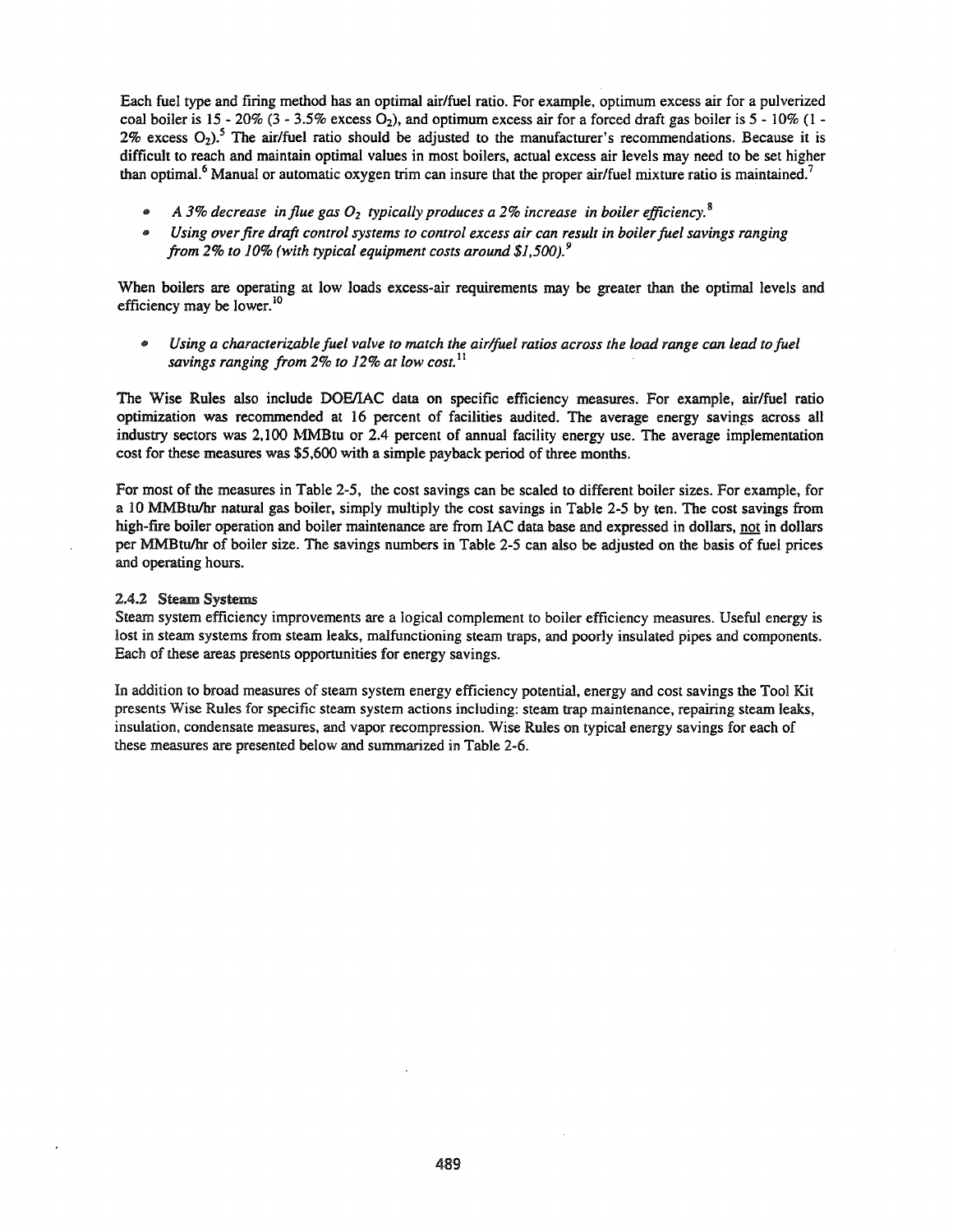Each fuel type and firing method has an optimal air/fuel ratio. For example, optimum excess air for a pulverized coal boiler is 15 - 20% (3 - 3.5% excess $O_2$), and optimum excess air for a forced draft gas boiler is 5 - 10% (1 - 2% excess $O_2$).[5] The air/fuel ratio should be adjusted to the manufacturer's recommendations. Because it is difficult to reach and maintain optimal values in most boilers, actual excess air levels may need to be set higher than optimal.[6] Manual or automatic oxygen trim can insure that the proper air/fuel mixture ratio is maintained.[7]

- *A 3% decrease in flue gas $O_2$ typically produces a 2% increase in boiler efficiency.*[8]
- *Using over fire draft control systems to control excess air can result in boiler fuel savings ranging from 2% to 10% (with typical equipment costs around $1,500).*[9]

When boilers are operating at low loads excess-air requirements may be greater than the optimal levels and efficiency may be lower.[10]

- *Using a characterizable fuel valve to match the air/fuel ratios across the load range can lead to fuel savings ranging from 2% to 12% at low cost.*[11]

The Wise Rules also include DOE/IAC data on specific efficiency measures. For example, air/fuel ratio optimization was recommended at 16 percent of facilities audited. The average energy savings across all industry sectors was 2,100 MMBtu or 2.4 percent of annual facility energy use. The average implementation cost for these measures was $5,600 with a simple payback period of three months.

For most of the measures in Table 2-5, the cost savings can be scaled to different boiler sizes. For example, for a 10 MMBtu/hr natural gas boiler, simply multiply the cost savings in Table 2-5 by ten. The cost savings from high-fire boiler operation and boiler maintenance are from IAC data base and expressed in dollars, <u>not</u> in dollars per MMBtu/hr of boiler size. The savings numbers in Table 2-5 can also be adjusted on the basis of fuel prices and operating hours.

### 2.4.2 Steam Systems

Steam system efficiency improvements are a logical complement to boiler efficiency measures. Useful energy is lost in steam systems from steam leaks, malfunctioning steam traps, and poorly insulated pipes and components. Each of these areas presents opportunities for energy savings.

In addition to broad measures of steam system energy efficiency potential, energy and cost savings the Tool Kit presents Wise Rules for specific steam system actions including: steam trap maintenance, repairing steam leaks, insulation, condensate measures, and vapor recompression. Wise Rules on typical energy savings for each of these measures are presented below and summarized in Table 2-6.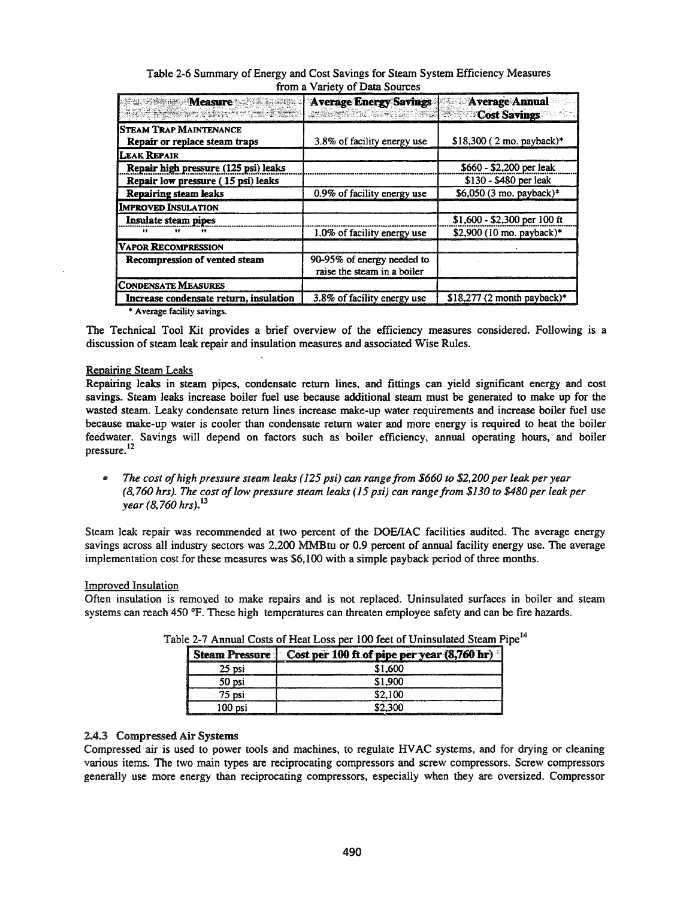Table 2-6 Summary of Energy and Cost Savings for Steam System Efficiency Measures from a Variety of Data Sources

| Measure | Average Energy Savings | Average Annual Cost Savings |
|---|---|---|
| **STEAM TRAP MAINTENANCE** | | |
| **Repair or replace steam traps** | 3.8% of facility energy use | $18,300 ( 2 mo. payback)* |
| **LEAK REPAIR** | | |
| **Repair high pressure (125 psi) leaks** | | $660 - $2,200 per leak |
| **Repair low pressure ( 15 psi) leaks** | | $130 - $480 per leak |
| **Repairing steam leaks** | 0.9% of facility energy use | $6,050 (3 mo. payback)* |
| **IMPROVED INSULATION** | | |
| **Insulate steam pipes** | | $1,600 - $2,300 per 100 ft |
| " " " | 1.0% of facility energy use | $2,900 (10 mo. payback)* |
| **VAPOR RECOMPRESSION** | | |
| **Recompression of vented steam** | 90-95% of energy needed to raise the steam in a boiler | |
| **CONDENSATE MEASURES** | | |
| **Increase condensate return, insulation** | 3.8% of facility energy use | $18,277 (2 month payback)* |

\* Average facility savings.

The Technical Tool Kit provides a brief overview of the efficiency measures considered. Following is a discussion of steam leak repair and insulation measures and associated Wise Rules.

Repairing Steam Leaks

Repairing leaks in steam pipes, condensate return lines, and fittings can yield significant energy and cost savings. Steam leaks increase boiler fuel use because additional steam must be generated to make up for the wasted steam. Leaky condensate return lines increase make-up water requirements and increase boiler fuel use because make-up water is cooler than condensate return water and more energy is required to heat the boiler feedwater. Savings will depend on factors such as boiler efficiency, annual operating hours, and boiler pressure.[12]

- *The cost of high pressure steam leaks (125 psi) can range from $660 to $2,200 per leak per year (8,760 hrs). The cost of low pressure steam leaks (15 psi) can range from $130 to $480 per leak per year (8,760 hrs).*[13]

Steam leak repair was recommended at two percent of the DOE/IAC facilities audited. The average energy savings across all industry sectors was 2,200 MMBtu or 0.9 percent of annual facility energy use. The average implementation cost for these measures was $6,100 with a simple payback period of three months.

Improved Insulation

Often insulation is removed to make repairs and is not replaced. Uninsulated surfaces in boiler and steam systems can reach 450 °F. These high temperatures can threaten employee safety and can be fire hazards.

Table 2-7 Annual Costs of Heat Loss per 100 feet of Uninsulated Steam Pipe[14]

| Steam Pressure | Cost per 100 ft of pipe per year (8,760 hr) |
|---|---|
| 25 psi | $1,600 |
| 50 psi | $1,900 |
| 75 psi | $2,100 |
| 100 psi | $2,300 |

### 2.4.3 Compressed Air Systems

Compressed air is used to power tools and machines, to regulate HVAC systems, and for drying or cleaning various items. The two main types are reciprocating compressors and screw compressors. Screw compressors generally use more energy than reciprocating compressors, especially when they are oversized. Compressor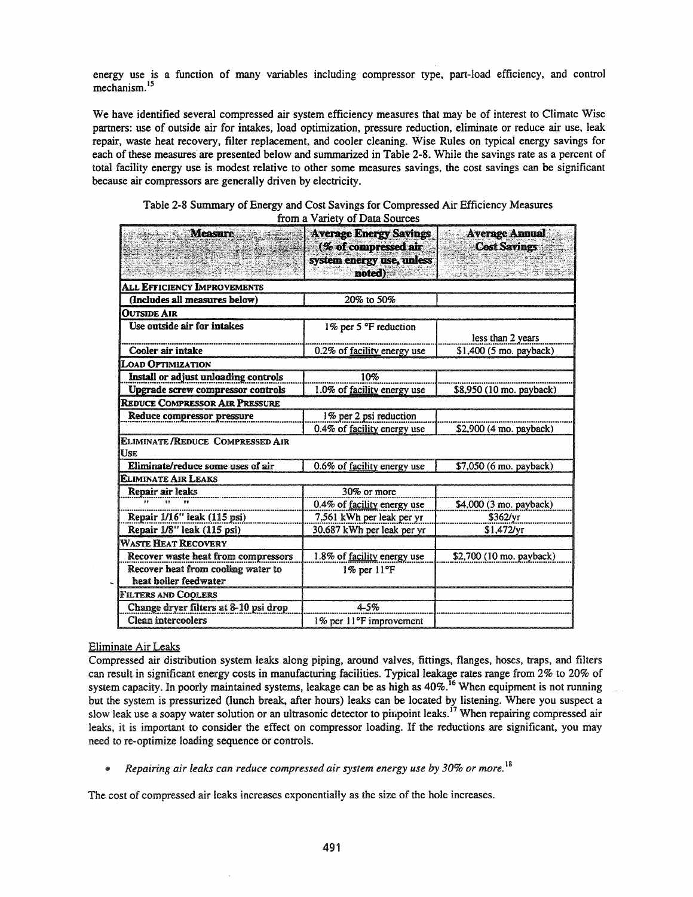energy use is a function of many variables including compressor type, part-load efficiency, and control mechanism.[15]

We have identified several compressed air system efficiency measures that may be of interest to Climate Wise partners: use of outside air for intakes, load optimization, pressure reduction, eliminate or reduce air use, leak repair, waste heat recovery, filter replacement, and cooler cleaning. Wise Rules on typical energy savings for each of these measures are presented below and summarized in Table 2-8. While the savings rate as a percent of total facility energy use is modest relative to other some measures savings, the cost savings can be significant because air compressors are generally driven by electricity.

Table 2-8 Summary of Energy and Cost Savings for Compressed Air Efficiency Measures from a Variety of Data Sources

| Measure | Average Energy Savings (% of compressed air system energy use, unless noted) | Average Annual Cost Savings |
|---|---|---|
| **ALL EFFICIENCY IMPROVEMENTS** | | |
| (Includes all measures below) | 20% to 50% | |
| **OUTSIDE AIR** | | |
| Use outside air for intakes | 1% per 5 °F reduction | less than 2 years |
| Cooler air intake | 0.2% of facility energy use | $1,400 (5 mo. payback) |
| **LOAD OPTIMIZATION** | | |
| Install or adjust unloading controls | 10% | |
| Upgrade screw compressor controls | 1.0% of facility energy use | $8,950 (10 mo. payback) |
| **REDUCE COMPRESSOR AIR PRESSURE** | | |
| Reduce compressor pressure | 1% per 2 psi reduction | |
| | 0.4% of facility energy use | $2,900 (4 mo. payback) |
| **ELIMINATE /REDUCE COMPRESSED AIR USE** | | |
| Eliminate/reduce some uses of air | 0.6% of facility energy use | $7,050 (6 mo. payback) |
| **ELIMINATE AIR LEAKS** | | |
| Repair air leaks | 30% or more | |
| " " " | 0.4% of facility energy use | $4,000 (3 mo. payback) |
| Repair 1/16" leak (115 psi) | 7,561 kWh per leak per yr | $362/yr |
| Repair 1/8" leak (115 psi) | 30,687 kWh per leak per yr | $1,472/yr |
| **WASTE HEAT RECOVERY** | | |
| Recover waste heat from compressors | 1.8% of facility energy use | $2,700 (10 mo. payback) |
| Recover heat from cooling water to heat boiler feedwater | 1% per 11°F | |
| **FILTERS AND COOLERS** | | |
| Change dryer filters at 8-10 psi drop | 4-5% | |
| Clean intercoolers | 1% per 11°F improvement | |

## Eliminate Air Leaks

Compressed air distribution system leaks along piping, around valves, fittings, flanges, hoses, traps, and filters can result in significant energy costs in manufacturing facilities. Typical leakage rates range from 2% to 20% of system capacity. In poorly maintained systems, leakage can be as high as 40%.[16] When equipment is not running but the system is pressurized (lunch break, after hours) leaks can be located by listening. Where you suspect a slow leak use a soapy water solution or an ultrasonic detector to pinpoint leaks.[17] When repairing compressed air leaks, it is important to consider the effect on compressor loading. If the reductions are significant, you may need to re-optimize loading sequence or controls.

- *Repairing air leaks can reduce compressed air system energy use by 30% or more.*[18]

The cost of compressed air leaks increases exponentially as the size of the hole increases.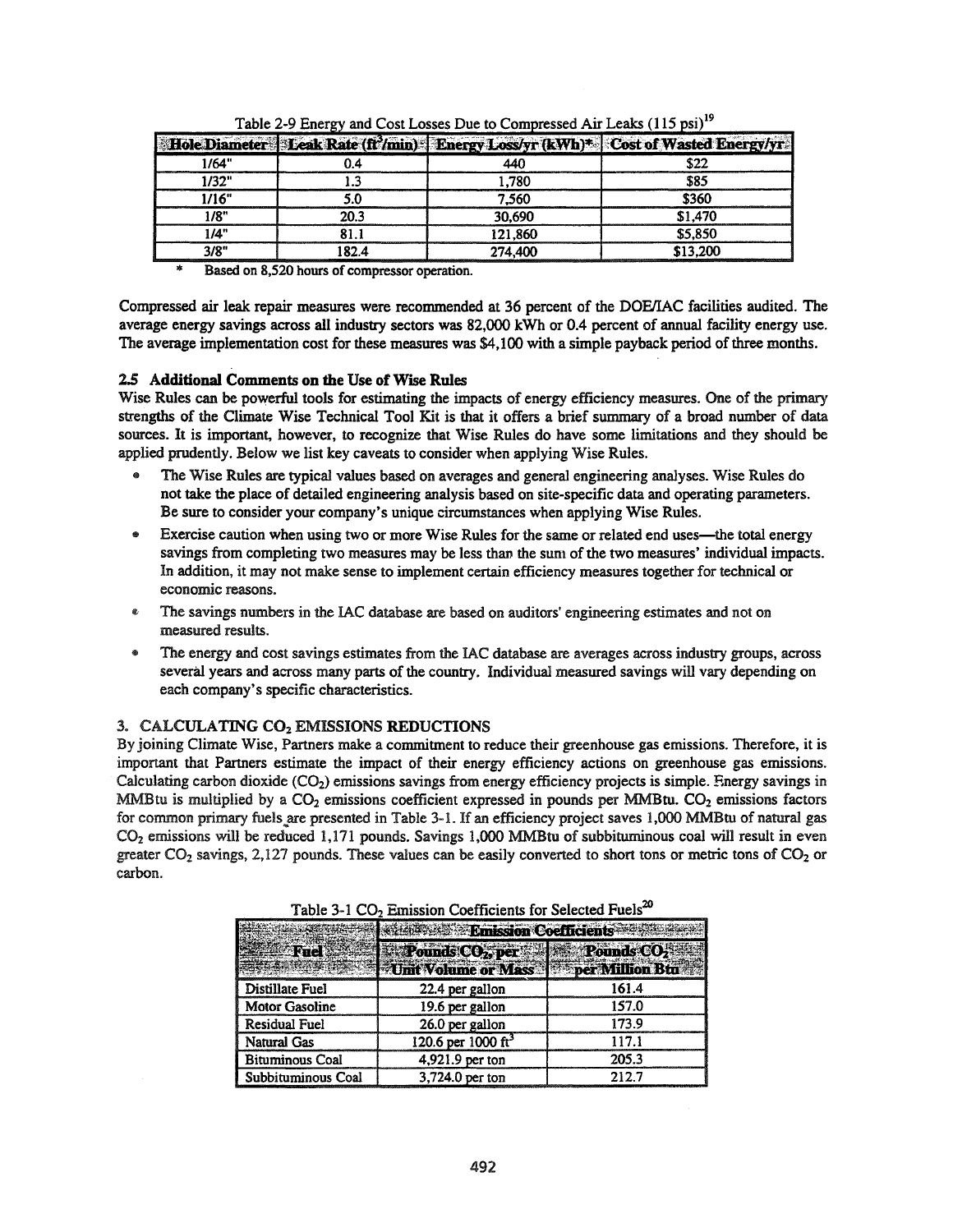Table 2-9 Energy and Cost Losses Due to Compressed Air Leaks (115 psi)[19]

| Hole Diameter | Leak Rate ($ft^3$/min) | Energy Loss/yr (kWh)* | Cost of Wasted Energy/yr |
|---|---|---|---|
| 1/64" | 0.4 | 440 | $22 |
| 1/32" | 1.3 | 1,780 | $85 |
| 1/16" | 5.0 | 7,560 | $360 |
| 1/8" | 20.3 | 30,690 | $1,470 |
| 1/4" | 81.1 | 121,860 | $5,850 |
| 3/8" | 182.4 | 274,400 | $13,200 |

\* Based on 8,520 hours of compressor operation.

Compressed air leak repair measures were recommended at 36 percent of the DOE/IAC facilities audited. The average energy savings across all industry sectors was 82,000 kWh or 0.4 percent of annual facility energy use. The average implementation cost for these measures was $4,100 with a simple payback period of three months.

## 2.5 Additional Comments on the Use of Wise Rules

Wise Rules can be powerful tools for estimating the impacts of energy efficiency measures. One of the primary strengths of the Climate Wise Technical Tool Kit is that it offers a brief summary of a broad number of data sources. It is important, however, to recognize that Wise Rules do have some limitations and they should be applied prudently. Below we list key caveats to consider when applying Wise Rules.

- The Wise Rules are typical values based on averages and general engineering analyses. Wise Rules do not take the place of detailed engineering analysis based on site-specific data and operating parameters. Be sure to consider your company's unique circumstances when applying Wise Rules.
- Exercise caution when using two or more Wise Rules for the same or related end uses—the total energy savings from completing two measures may be less than the sum of the two measures' individual impacts. In addition, it may not make sense to implement certain efficiency measures together for technical or economic reasons.
- The savings numbers in the IAC database are based on auditors' engineering estimates and not on measured results.
- The energy and cost savings estimates from the IAC database are averages across industry groups, across several years and across many parts of the country. Individual measured savings will vary depending on each company's specific characteristics.

# 3. CALCULATING $CO_2$ EMISSIONS REDUCTIONS

By joining Climate Wise, Partners make a commitment to reduce their greenhouse gas emissions. Therefore, it is important that Partners estimate the impact of their energy efficiency actions on greenhouse gas emissions. Calculating carbon dioxide ($CO_2$) emissions savings from energy efficiency projects is simple. Energy savings in MMBtu is multiplied by a $CO_2$ emissions coefficient expressed in pounds per MMBtu. $CO_2$ emissions factors for common primary fuels are presented in Table 3-1. If an efficiency project saves 1,000 MMBtu of natural gas $CO_2$ emissions will be reduced 1,171 pounds. Savings 1,000 MMBtu of subbituminous coal will result in even greater $CO_2$ savings, 2,127 pounds. These values can be easily converted to short tons or metric tons of $CO_2$ or carbon.

Table 3-1 $CO_2$ Emission Coefficients for Selected Fuels[20]

| Fuel | Emission Coefficients | |
|---|---|---|
| | Pounds $CO_2$ per Unit Volume or Mass | Pounds $CO_2$ per Million Btu |
| Distillate Fuel | 22.4 per gallon | 161.4 |
| Motor Gasoline | 19.6 per gallon | 157.0 |
| Residual Fuel | 26.0 per gallon | 173.9 |
| Natural Gas | 120.6 per 1000 $ft^3$ | 117.1 |
| Bituminous Coal | 4,921.9 per ton | 205.3 |
| Subbituminous Coal | 3,724.0 per ton | 212.7 |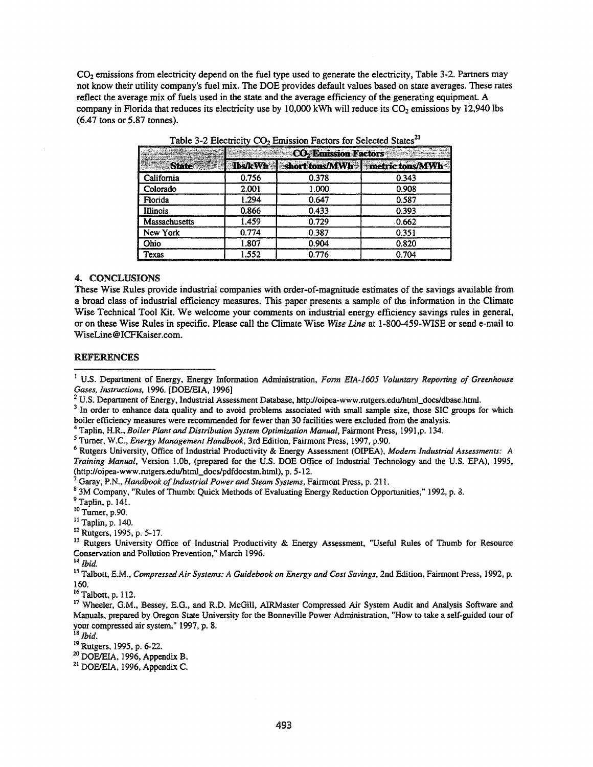$CO_2$ emissions from electricity depend on the fuel type used to generate the electricity, Table 3-2. Partners may not know their utility company's fuel mix. The DOE provides default values based on state averages. These rates reflect the average mix of fuels used in the state and the average efficiency of the generating equipment. A company in Florida that reduces its electricity use by 10,000 kWh will reduce its $CO_2$ emissions by 12,940 lbs (6.47 tons or 5.87 tonnes).

Table 3-2 Electricity $CO_2$ Emission Factors for Selected States[21]

| State | $CO_2$ Emission Factors | | |
|---|---|---|---|
| | lbs/kWh | short tons/MWh | metric tons/MWh |
| California | 0.756 | 0.378 | 0.343 |
| Colorado | 2.001 | 1.000 | 0.908 |
| Florida | 1.294 | 0.647 | 0.587 |
| Illinois | 0.866 | 0.433 | 0.393 |
| Massachusetts | 1.459 | 0.729 | 0.662 |
| New York | 0.774 | 0.387 | 0.351 |
| Ohio | 1.807 | 0.904 | 0.820 |
| Texas | 1.552 | 0.776 | 0.704 |

## 4. CONCLUSIONS

These Wise Rules provide industrial companies with order-of-magnitude estimates of the savings available from a broad class of industrial efficiency measures. This paper presents a sample of the information in the Climate Wise Technical Tool Kit. We welcome your comments on industrial energy efficiency savings rules in general, or on these Wise Rules in specific. Please call the Climate Wise *Wise Line* at 1-800-459-WISE or send e-mail to WiseLine@ICFKaiser.com.

## REFERENCES

[1] U.S. Department of Energy, Energy Information Administration, *Form EIA-1605 Voluntary Reporting of Greenhouse Gases, Instructions,* 1996. [DOE/EIA, 1996]

[2] U.S. Department of Energy, Industrial Assessment Database, http://oipea-www.rutgers.edu/html_docs/dbase.html.

[3] In order to enhance data quality and to avoid problems associated with small sample size, those SIC groups for which boiler efficiency measures were recommended for fewer than 30 facilities were excluded from the analysis.

[4] Taplin, H.R., *Boiler Plant and Distribution System Optimization Manual*, Fairmont Press, 1991,p. 134.

[5] Turner, W.C., *Energy Management Handbook*, 3rd Edition, Fairmont Press, 1997, p.90.

[6] Rutgers University, Office of Industrial Productivity & Energy Assessment (OIPEA), *Modern Industrial Assessments: A Training Manual*, Version 1.0b, (prepared for the U.S. DOE Office of Industrial Technology and the U.S. EPA), 1995, (http://oipea-www.rutgers.edu/html_docs/pdfdocstm.html), p. 5-12.

[7] Garay, P.N., *Handbook of Industrial Power and Steam Systems*, Fairmont Press, p. 211.

[8] 3M Company, "Rules of Thumb: Quick Methods of Evaluating Energy Reduction Opportunities," 1992, p. 8.

[9] Taplin, p. 141.

[10] Turner, p.90.

[11] Taplin, p. 140.

[12] Rutgers, 1995, p. 5-17.

[13] Rutgers University Office of Industrial Productivity & Energy Assessment, "Useful Rules of Thumb for Resource Conservation and Pollution Prevention," March 1996.

[14] *Ibid.*

[15] Talbott, E.M., *Compressed Air Systems: A Guidebook on Energy and Cost Savings*, 2nd Edition, Fairmont Press, 1992, p. 160.

[16] Talbott, p. 112.

[17] Wheeler, G.M., Bessey, E.G., and R.D. McGill, AIRMaster Compressed Air System Audit and Analysis Software and Manuals, prepared by Oregon State University for the Bonneville Power Administration, "How to take a self-guided tour of your compressed air system," 1997, p. 8.

[18] *Ibid.*

[19] Rutgers, 1995, p. 6-22.

[20] DOE/EIA, 1996, Appendix B.

[21] DOE/EIA, 1996, Appendix C.